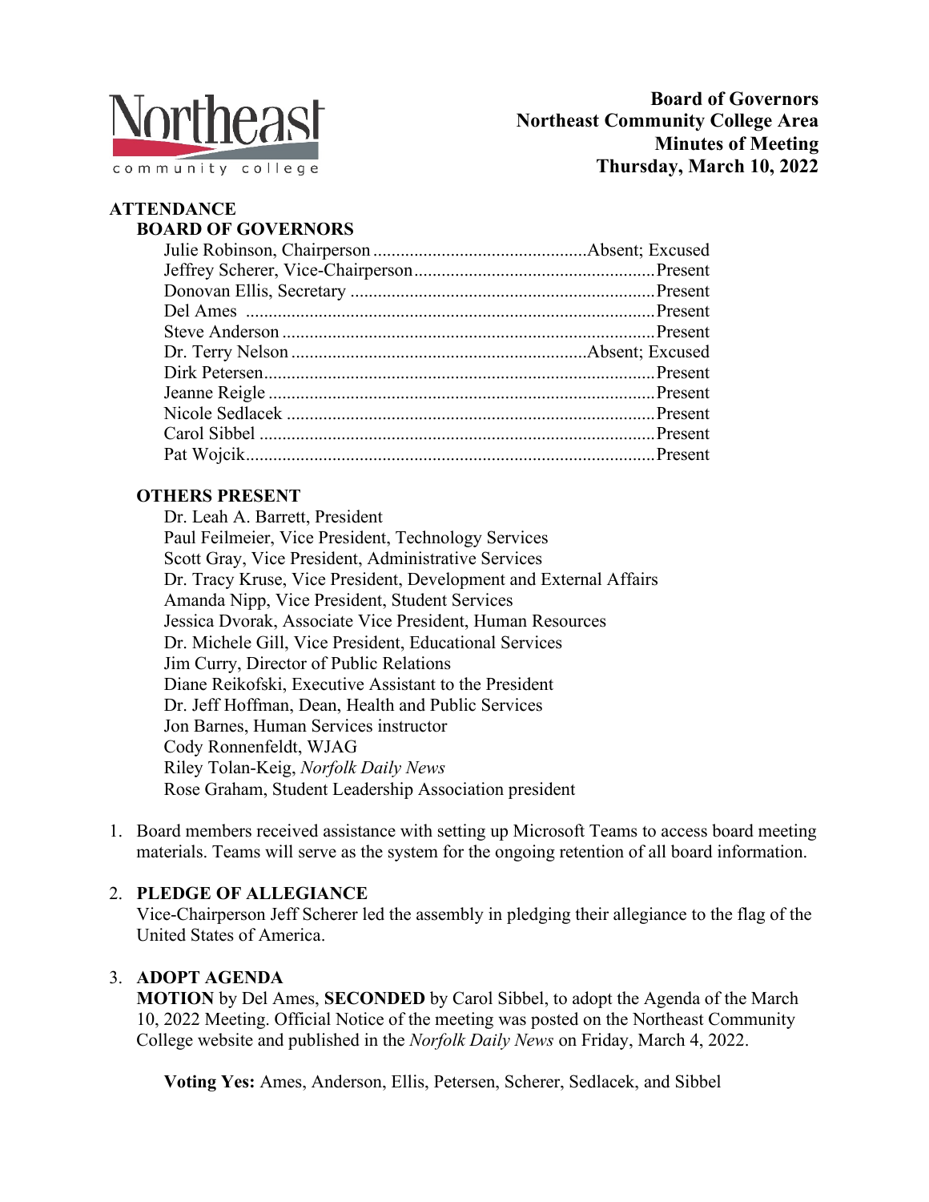# Board of Governors
# Northeast Community College Area
# Minutes of Meeting
# Thursday, March 10, 2022

## ATTENDANCE

### BOARD OF GOVERNORS

| | |
|---|---|
| Julie Robinson, Chairperson | Absent; Excused |
| Jeffrey Scherer, Vice-Chairperson | Present |
| Donovan Ellis, Secretary | Present |
| Del Ames | Present |
| Steve Anderson | Present |
| Dr. Terry Nelson | Absent; Excused |
| Dirk Petersen | Present |
| Jeanne Reigle | Present |
| Nicole Sedlacek | Present |
| Carol Sibbel | Present |
| Pat Wojcik | Present |

### OTHERS PRESENT

Dr. Leah A. Barrett, President
Paul Feilmeier, Vice President, Technology Services
Scott Gray, Vice President, Administrative Services
Dr. Tracy Kruse, Vice President, Development and External Affairs
Amanda Nipp, Vice President, Student Services
Jessica Dvorak, Associate Vice President, Human Resources
Dr. Michele Gill, Vice President, Educational Services
Jim Curry, Director of Public Relations
Diane Reikofski, Executive Assistant to the President
Dr. Jeff Hoffman, Dean, Health and Public Services
Jon Barnes, Human Services instructor
Cody Ronnenfeldt, WJAG
Riley Tolan-Keig, *Norfolk Daily News*
Rose Graham, Student Leadership Association president

1. Board members received assistance with setting up Microsoft Teams to access board meeting materials. Teams will serve as the system for the ongoing retention of all board information.

2. **PLEDGE OF ALLEGIANCE**
   Vice-Chairperson Jeff Scherer led the assembly in pledging their allegiance to the flag of the United States of America.

3. **ADOPT AGENDA**
   **MOTION** by Del Ames, **SECONDED** by Carol Sibbel, to adopt the Agenda of the March 10, 2022 Meeting. Official Notice of the meeting was posted on the Northeast Community College website and published in the *Norfolk Daily News* on Friday, March 4, 2022.

   **Voting Yes:** Ames, Anderson, Ellis, Petersen, Scherer, Sedlacek, and Sibbel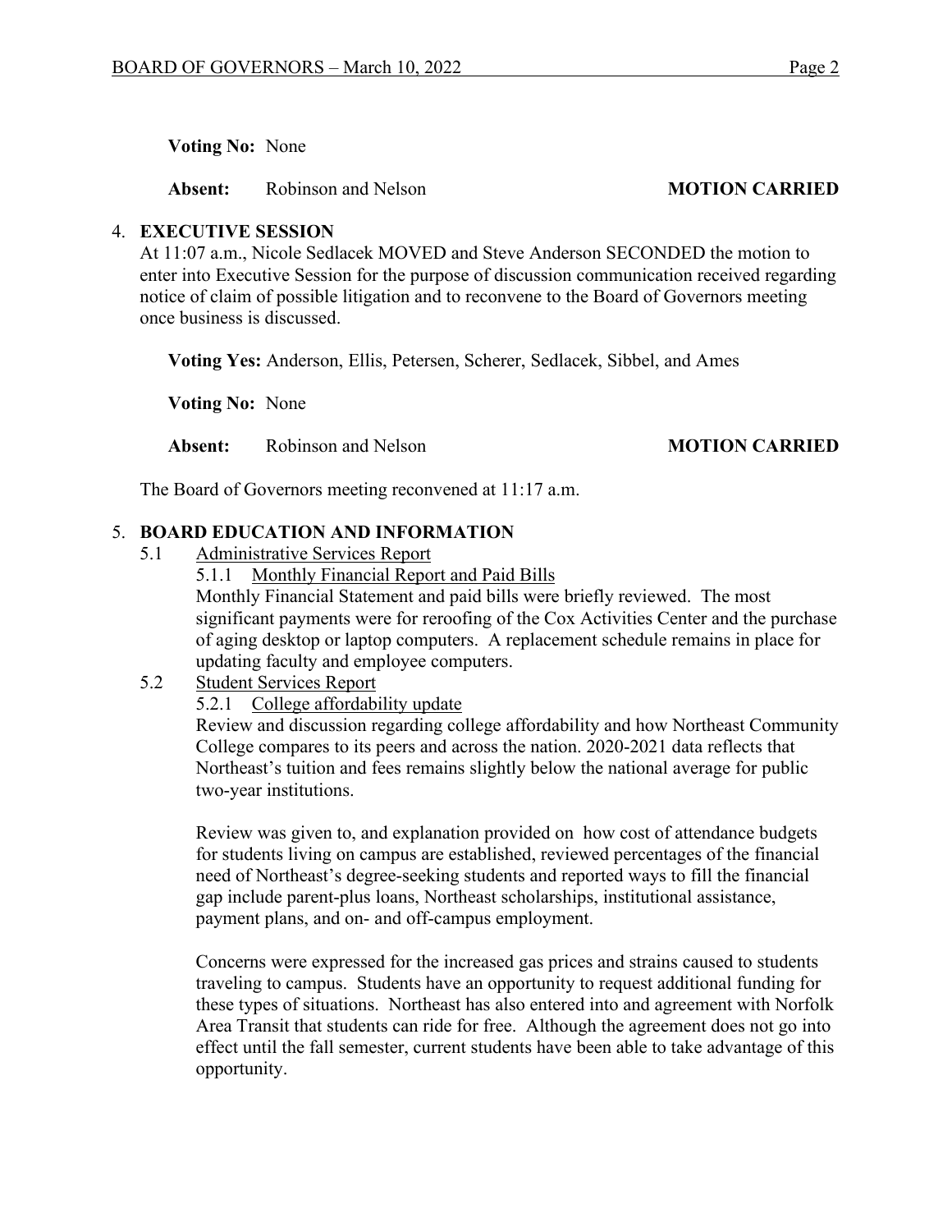**Voting No:** None

**Absent:** Robinson and Nelson **MOTION CARRIED**

4. **EXECUTIVE SESSION**

At 11:07 a.m., Nicole Sedlacek MOVED and Steve Anderson SECONDED the motion to enter into Executive Session for the purpose of discussion communication received regarding notice of claim of possible litigation and to reconvene to the Board of Governors meeting once business is discussed.

**Voting Yes:** Anderson, Ellis, Petersen, Scherer, Sedlacek, Sibbel, and Ames

**Voting No:** None

**Absent:** Robinson and Nelson **MOTION CARRIED**

The Board of Governors meeting reconvened at 11:17 a.m.

5. **BOARD EDUCATION AND INFORMATION**

5.1 Administrative Services Report

5.1.1 Monthly Financial Report and Paid Bills

Monthly Financial Statement and paid bills were briefly reviewed. The most significant payments were for reroofing of the Cox Activities Center and the purchase of aging desktop or laptop computers. A replacement schedule remains in place for updating faculty and employee computers.

5.2 Student Services Report

5.2.1 College affordability update

Review and discussion regarding college affordability and how Northeast Community College compares to its peers and across the nation. 2020-2021 data reflects that Northeast's tuition and fees remains slightly below the national average for public two-year institutions.

Review was given to, and explanation provided on how cost of attendance budgets for students living on campus are established, reviewed percentages of the financial need of Northeast's degree-seeking students and reported ways to fill the financial gap include parent-plus loans, Northeast scholarships, institutional assistance, payment plans, and on- and off-campus employment.

Concerns were expressed for the increased gas prices and strains caused to students traveling to campus. Students have an opportunity to request additional funding for these types of situations. Northeast has also entered into and agreement with Norfolk Area Transit that students can ride for free. Although the agreement does not go into effect until the fall semester, current students have been able to take advantage of this opportunity.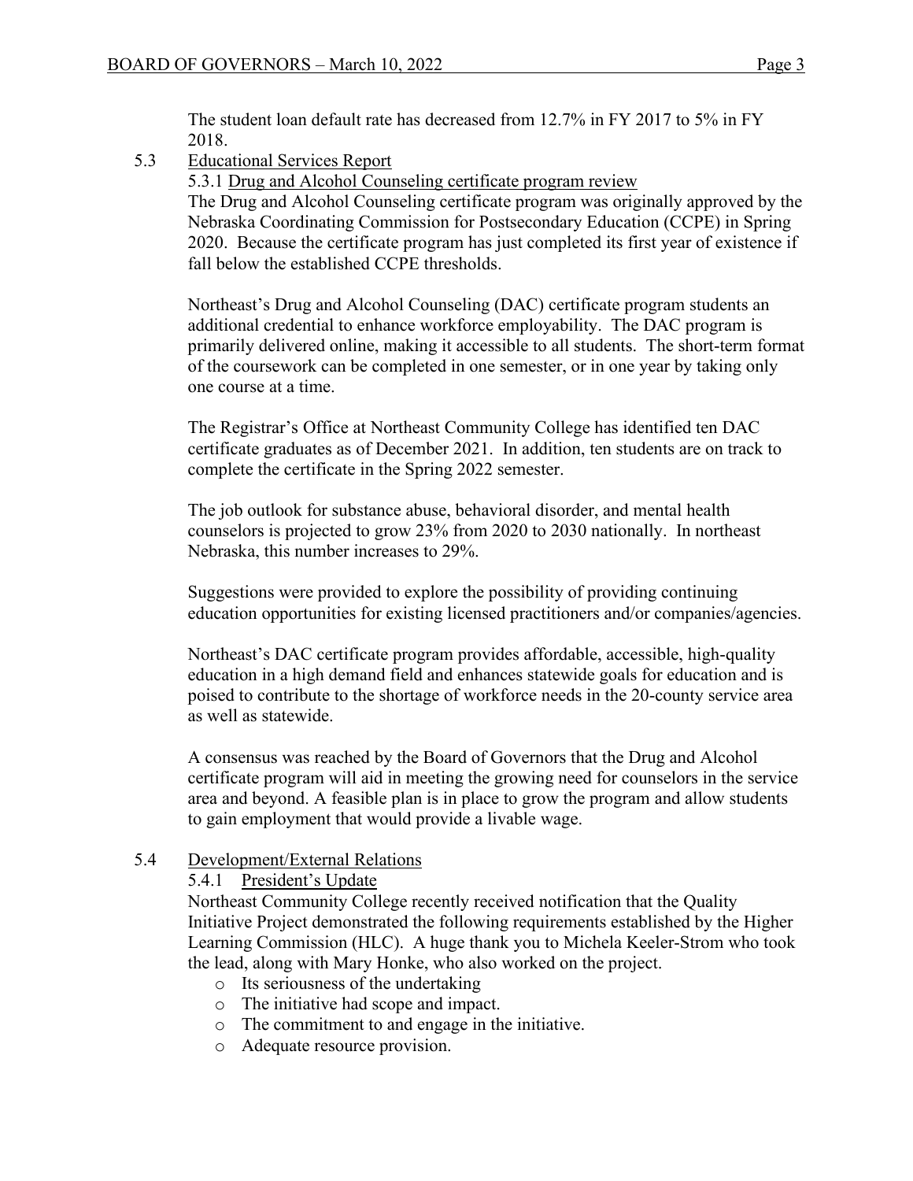The student loan default rate has decreased from 12.7% in FY 2017 to 5% in FY 2018.

5.3 <u>Educational Services Report</u>

5.3.1 <u>Drug and Alcohol Counseling certificate program review</u>

The Drug and Alcohol Counseling certificate program was originally approved by the Nebraska Coordinating Commission for Postsecondary Education (CCPE) in Spring 2020. Because the certificate program has just completed its first year of existence if fall below the established CCPE thresholds.

Northeast's Drug and Alcohol Counseling (DAC) certificate program students an additional credential to enhance workforce employability. The DAC program is primarily delivered online, making it accessible to all students. The short-term format of the coursework can be completed in one semester, or in one year by taking only one course at a time.

The Registrar's Office at Northeast Community College has identified ten DAC certificate graduates as of December 2021. In addition, ten students are on track to complete the certificate in the Spring 2022 semester.

The job outlook for substance abuse, behavioral disorder, and mental health counselors is projected to grow 23% from 2020 to 2030 nationally. In northeast Nebraska, this number increases to 29%.

Suggestions were provided to explore the possibility of providing continuing education opportunities for existing licensed practitioners and/or companies/agencies.

Northeast's DAC certificate program provides affordable, accessible, high-quality education in a high demand field and enhances statewide goals for education and is poised to contribute to the shortage of workforce needs in the 20-county service area as well as statewide.

A consensus was reached by the Board of Governors that the Drug and Alcohol certificate program will aid in meeting the growing need for counselors in the service area and beyond. A feasible plan is in place to grow the program and allow students to gain employment that would provide a livable wage.

5.4 <u>Development/External Relations</u>

5.4.1 <u>President's Update</u>

Northeast Community College recently received notification that the Quality Initiative Project demonstrated the following requirements established by the Higher Learning Commission (HLC). A huge thank you to Michela Keeler-Strom who took the lead, along with Mary Honke, who also worked on the project.

- Its seriousness of the undertaking
- The initiative had scope and impact.
- The commitment to and engage in the initiative.
- Adequate resource provision.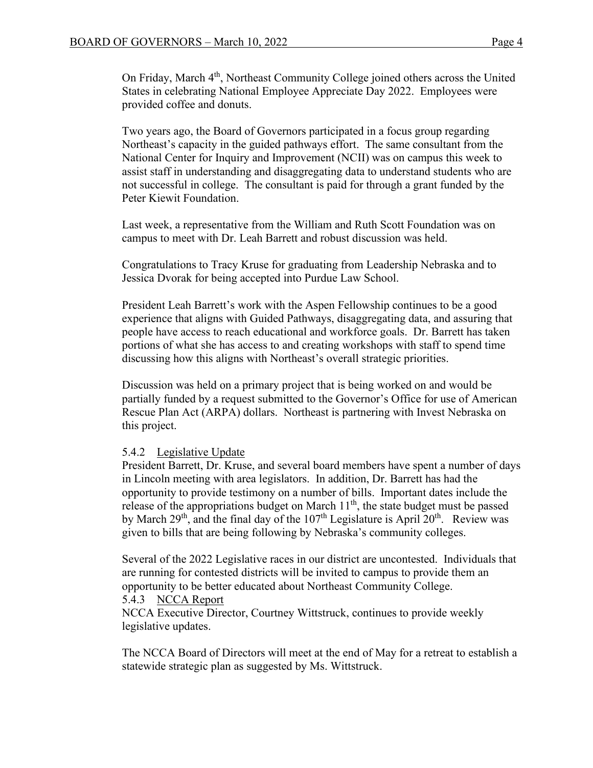On Friday, March 4th, Northeast Community College joined others across the United States in celebrating National Employee Appreciate Day 2022. Employees were provided coffee and donuts.

Two years ago, the Board of Governors participated in a focus group regarding Northeast's capacity in the guided pathways effort. The same consultant from the National Center for Inquiry and Improvement (NCII) was on campus this week to assist staff in understanding and disaggregating data to understand students who are not successful in college. The consultant is paid for through a grant funded by the Peter Kiewit Foundation.

Last week, a representative from the William and Ruth Scott Foundation was on campus to meet with Dr. Leah Barrett and robust discussion was held.

Congratulations to Tracy Kruse for graduating from Leadership Nebraska and to Jessica Dvorak for being accepted into Purdue Law School.

President Leah Barrett's work with the Aspen Fellowship continues to be a good experience that aligns with Guided Pathways, disaggregating data, and assuring that people have access to reach educational and workforce goals. Dr. Barrett has taken portions of what she has access to and creating workshops with staff to spend time discussing how this aligns with Northeast's overall strategic priorities.

Discussion was held on a primary project that is being worked on and would be partially funded by a request submitted to the Governor's Office for use of American Rescue Plan Act (ARPA) dollars. Northeast is partnering with Invest Nebraska on this project.

5.4.2 Legislative Update

President Barrett, Dr. Kruse, and several board members have spent a number of days in Lincoln meeting with area legislators. In addition, Dr. Barrett has had the opportunity to provide testimony on a number of bills. Important dates include the release of the appropriations budget on March 11th, the state budget must be passed by March 29th, and the final day of the 107th Legislature is April 20th. Review was given to bills that are being following by Nebraska's community colleges.

Several of the 2022 Legislative races in our district are uncontested. Individuals that are running for contested districts will be invited to campus to provide them an opportunity to be better educated about Northeast Community College.

5.4.3 NCCA Report

NCCA Executive Director, Courtney Wittstruck, continues to provide weekly legislative updates.

The NCCA Board of Directors will meet at the end of May for a retreat to establish a statewide strategic plan as suggested by Ms. Wittstruck.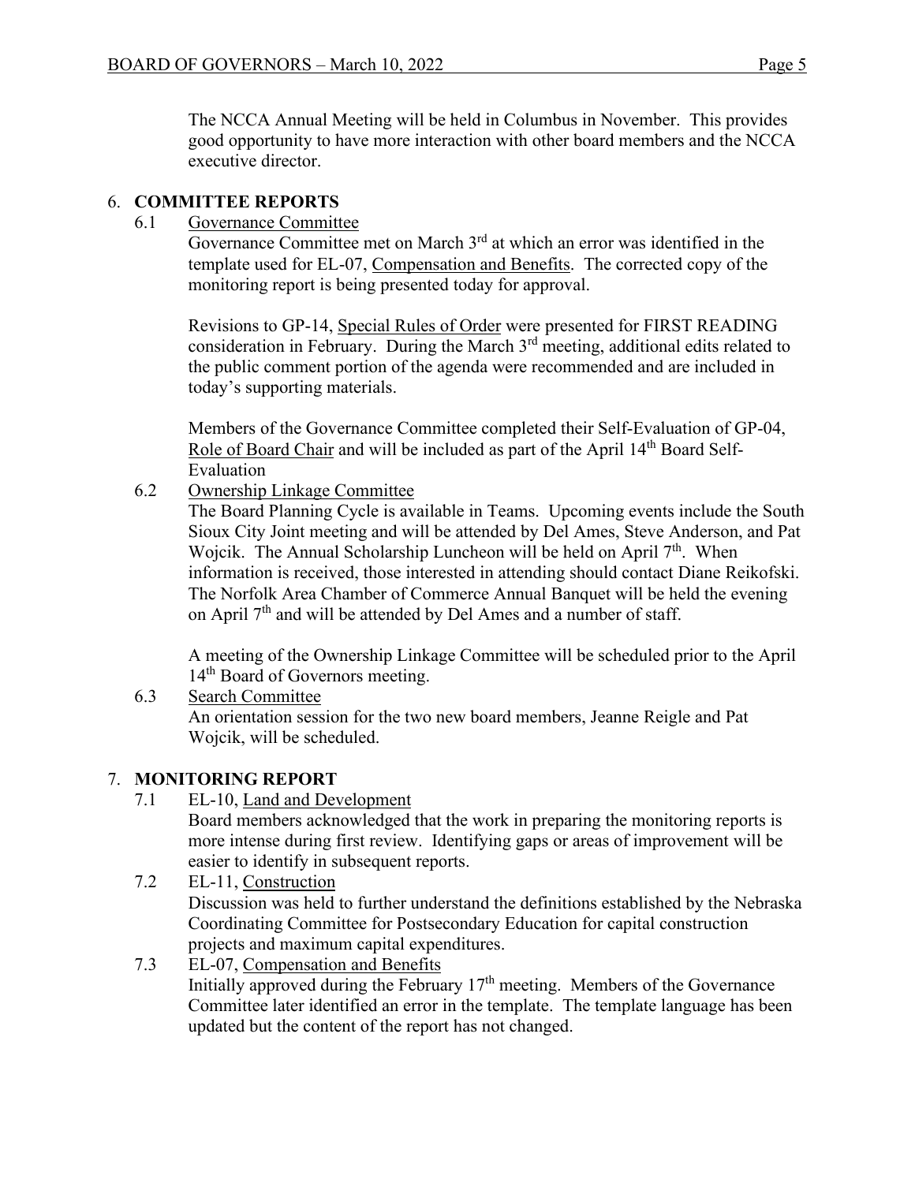The NCCA Annual Meeting will be held in Columbus in November. This provides good opportunity to have more interaction with other board members and the NCCA executive director.

## 6. COMMITTEE REPORTS

### 6.1 Governance Committee

Governance Committee met on March 3rd at which an error was identified in the template used for EL-07, Compensation and Benefits. The corrected copy of the monitoring report is being presented today for approval.

Revisions to GP-14, Special Rules of Order were presented for FIRST READING consideration in February. During the March 3rd meeting, additional edits related to the public comment portion of the agenda were recommended and are included in today's supporting materials.

Members of the Governance Committee completed their Self-Evaluation of GP-04, Role of Board Chair and will be included as part of the April 14th Board Self-Evaluation

### 6.2 Ownership Linkage Committee

The Board Planning Cycle is available in Teams. Upcoming events include the South Sioux City Joint meeting and will be attended by Del Ames, Steve Anderson, and Pat Wojcik. The Annual Scholarship Luncheon will be held on April 7th. When information is received, those interested in attending should contact Diane Reikofski. The Norfolk Area Chamber of Commerce Annual Banquet will be held the evening on April 7th and will be attended by Del Ames and a number of staff.

A meeting of the Ownership Linkage Committee will be scheduled prior to the April 14th Board of Governors meeting.

### 6.3 Search Committee

An orientation session for the two new board members, Jeanne Reigle and Pat Wojcik, will be scheduled.

## 7. MONITORING REPORT

### 7.1 EL-10, Land and Development

Board members acknowledged that the work in preparing the monitoring reports is more intense during first review. Identifying gaps or areas of improvement will be easier to identify in subsequent reports.

### 7.2 EL-11, Construction

Discussion was held to further understand the definitions established by the Nebraska Coordinating Committee for Postsecondary Education for capital construction projects and maximum capital expenditures.

### 7.3 EL-07, Compensation and Benefits

Initially approved during the February 17th meeting. Members of the Governance Committee later identified an error in the template. The template language has been updated but the content of the report has not changed.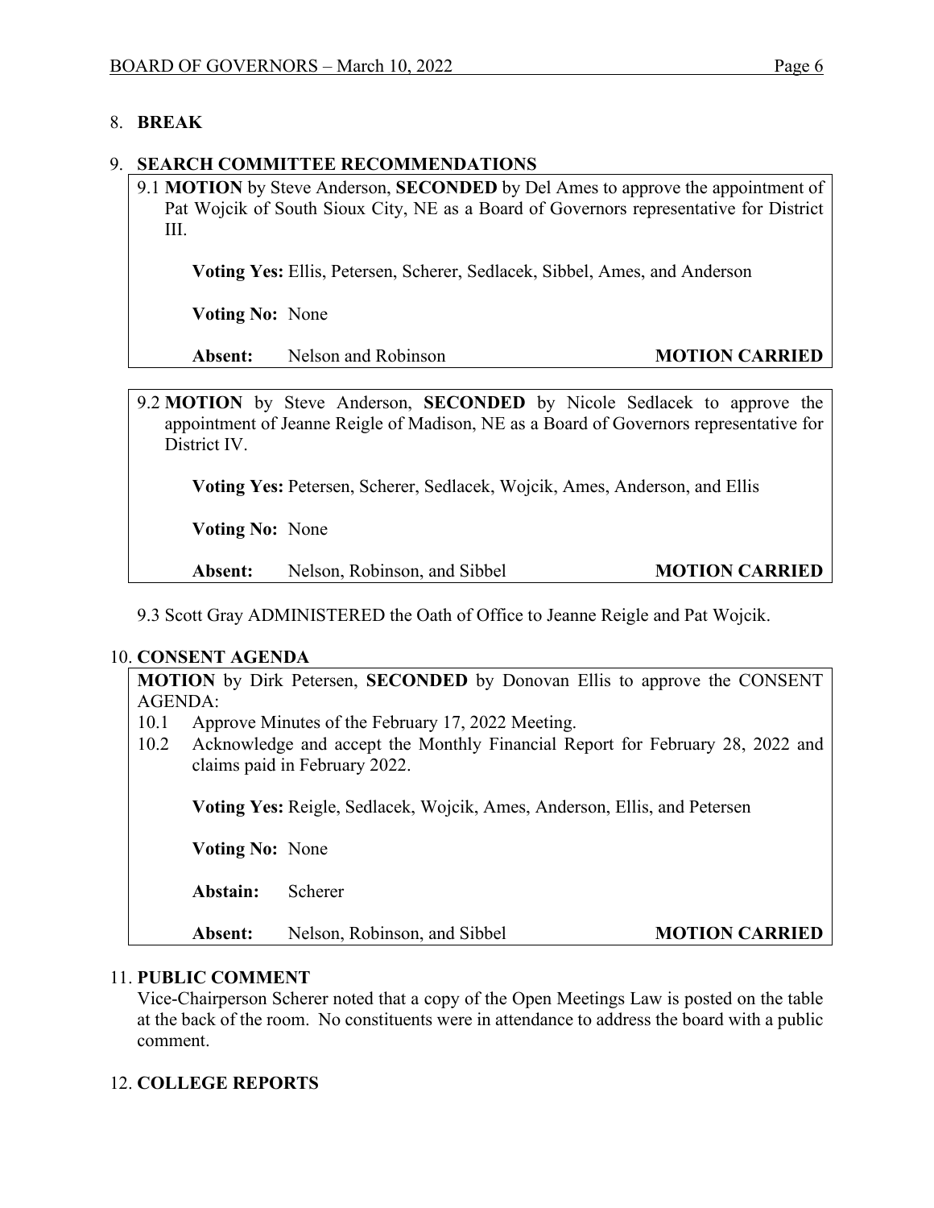## 8. BREAK

## 9. SEARCH COMMITTEE RECOMMENDATIONS

9.1 **MOTION** by Steve Anderson, **SECONDED** by Del Ames to approve the appointment of Pat Wojcik of South Sioux City, NE as a Board of Governors representative for District III.

**Voting Yes:** Ellis, Petersen, Scherer, Sedlacek, Sibbel, Ames, and Anderson

**Voting No:** None

**Absent:** Nelson and Robinson **MOTION CARRIED**

9.2 **MOTION** by Steve Anderson, **SECONDED** by Nicole Sedlacek to approve the appointment of Jeanne Reigle of Madison, NE as a Board of Governors representative for District IV.

**Voting Yes:** Petersen, Scherer, Sedlacek, Wojcik, Ames, Anderson, and Ellis

**Voting No:** None

**Absent:** Nelson, Robinson, and Sibbel **MOTION CARRIED**

9.3 Scott Gray ADMINISTERED the Oath of Office to Jeanne Reigle and Pat Wojcik.

## 10. CONSENT AGENDA

**MOTION** by Dirk Petersen, **SECONDED** by Donovan Ellis to approve the CONSENT AGENDA:

10.1 Approve Minutes of the February 17, 2022 Meeting.

10.2 Acknowledge and accept the Monthly Financial Report for February 28, 2022 and claims paid in February 2022.

**Voting Yes:** Reigle, Sedlacek, Wojcik, Ames, Anderson, Ellis, and Petersen

**Voting No:** None

**Abstain:** Scherer

**Absent:** Nelson, Robinson, and Sibbel **MOTION CARRIED**

## 11. PUBLIC COMMENT

Vice-Chairperson Scherer noted that a copy of the Open Meetings Law is posted on the table at the back of the room. No constituents were in attendance to address the board with a public comment.

## 12. COLLEGE REPORTS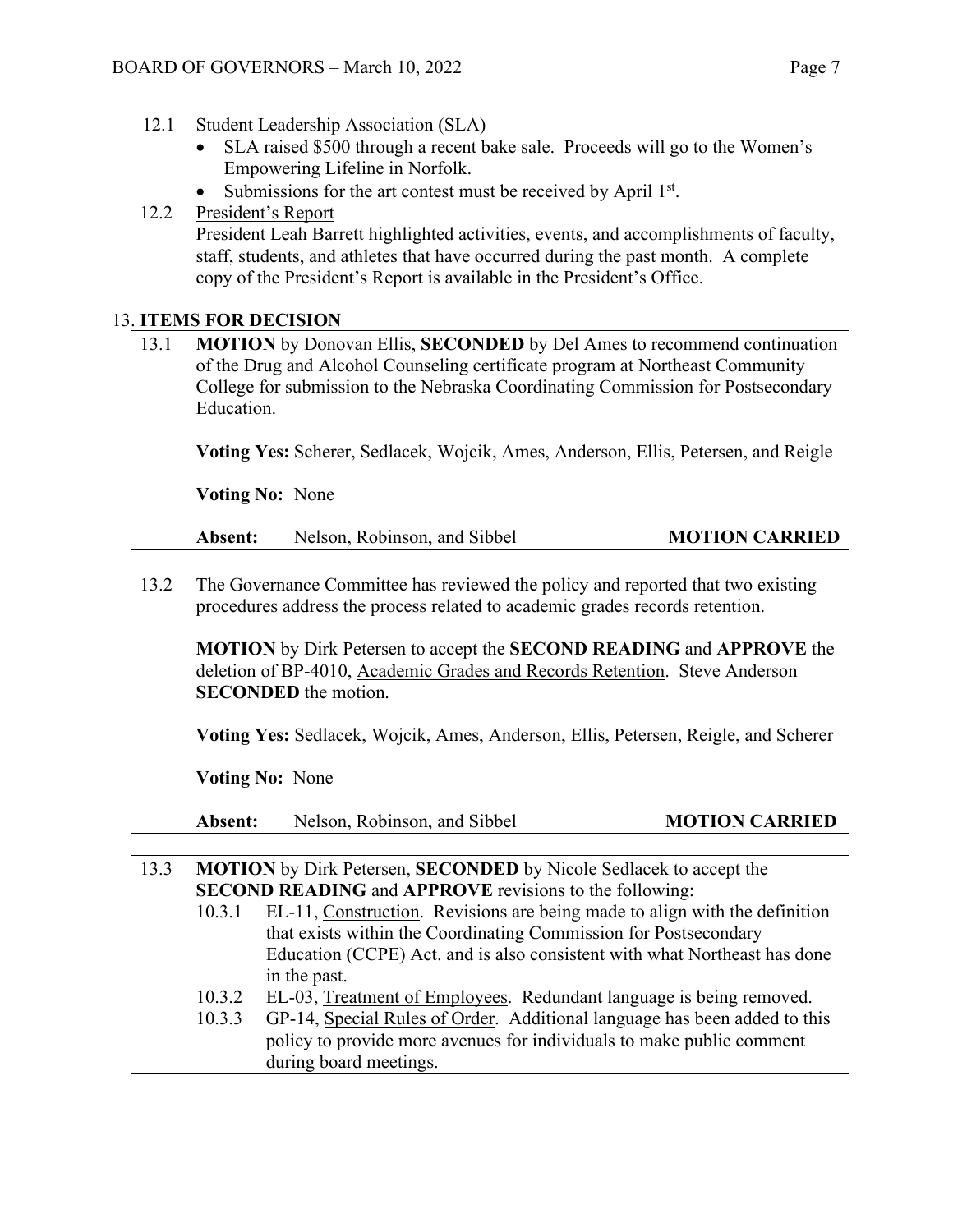12.1 Student Leadership Association (SLA)

- SLA raised $500 through a recent bake sale. Proceeds will go to the Women's Empowering Lifeline in Norfolk.
- Submissions for the art contest must be received by April 1st.

12.2 President's Report

President Leah Barrett highlighted activities, events, and accomplishments of faculty, staff, students, and athletes that have occurred during the past month. A complete copy of the President's Report is available in the President's Office.

## 13. ITEMS FOR DECISION

13.1 **MOTION** by Donovan Ellis, **SECONDED** by Del Ames to recommend continuation of the Drug and Alcohol Counseling certificate program at Northeast Community College for submission to the Nebraska Coordinating Commission for Postsecondary Education.

**Voting Yes:** Scherer, Sedlacek, Wojcik, Ames, Anderson, Ellis, Petersen, and Reigle

**Voting No:** None

**Absent:** Nelson, Robinson, and Sibbel **MOTION CARRIED**

13.2 The Governance Committee has reviewed the policy and reported that two existing procedures address the process related to academic grades records retention.

**MOTION** by Dirk Petersen to accept the **SECOND READING** and **APPROVE** the deletion of BP-4010, Academic Grades and Records Retention. Steve Anderson **SECONDED** the motion.

**Voting Yes:** Sedlacek, Wojcik, Ames, Anderson, Ellis, Petersen, Reigle, and Scherer

**Voting No:** None

**Absent:** Nelson, Robinson, and Sibbel **MOTION CARRIED**

13.3 **MOTION** by Dirk Petersen, **SECONDED** by Nicole Sedlacek to accept the **SECOND READING** and **APPROVE** revisions to the following:

10.3.1 EL-11, Construction. Revisions are being made to align with the definition that exists within the Coordinating Commission for Postsecondary Education (CCPE) Act. and is also consistent with what Northeast has done in the past.

10.3.2 EL-03, Treatment of Employees. Redundant language is being removed.

10.3.3 GP-14, Special Rules of Order. Additional language has been added to this policy to provide more avenues for individuals to make public comment during board meetings.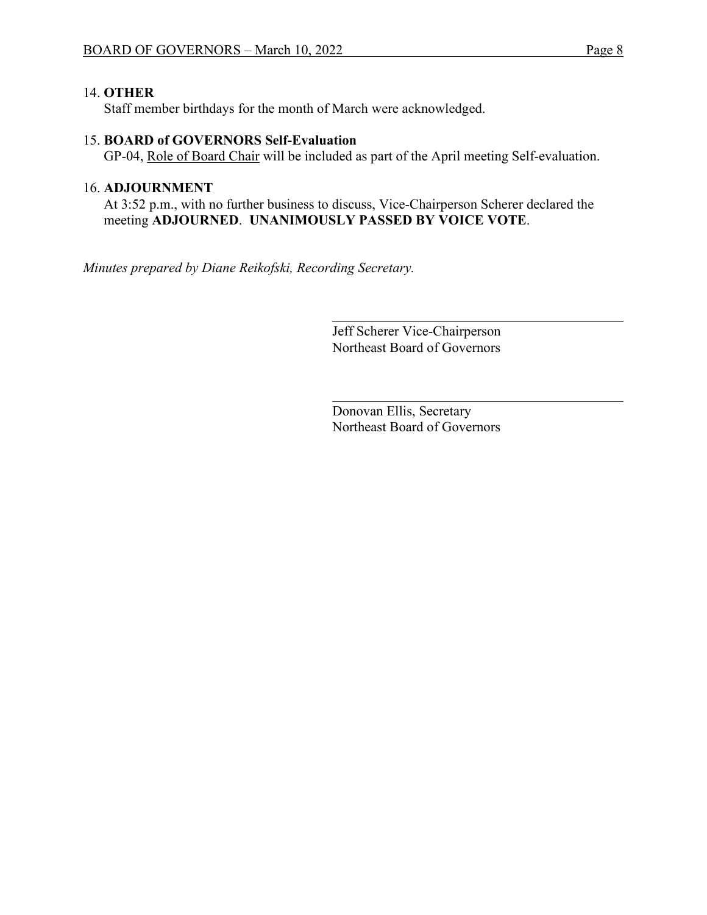14. **OTHER**

Staff member birthdays for the month of March were acknowledged.

15. **BOARD of GOVERNORS Self-Evaluation**

GP-04, Role of Board Chair will be included as part of the April meeting Self-evaluation.

16. **ADJOURNMENT**

At 3:52 p.m., with no further business to discuss, Vice-Chairperson Scherer declared the meeting **ADJOURNED**. **UNANIMOUSLY PASSED BY VOICE VOTE**.

*Minutes prepared by Diane Reikofski, Recording Secretary.*

Jeff Scherer Vice-Chairperson
Northeast Board of Governors

Donovan Ellis, Secretary
Northeast Board of Governors